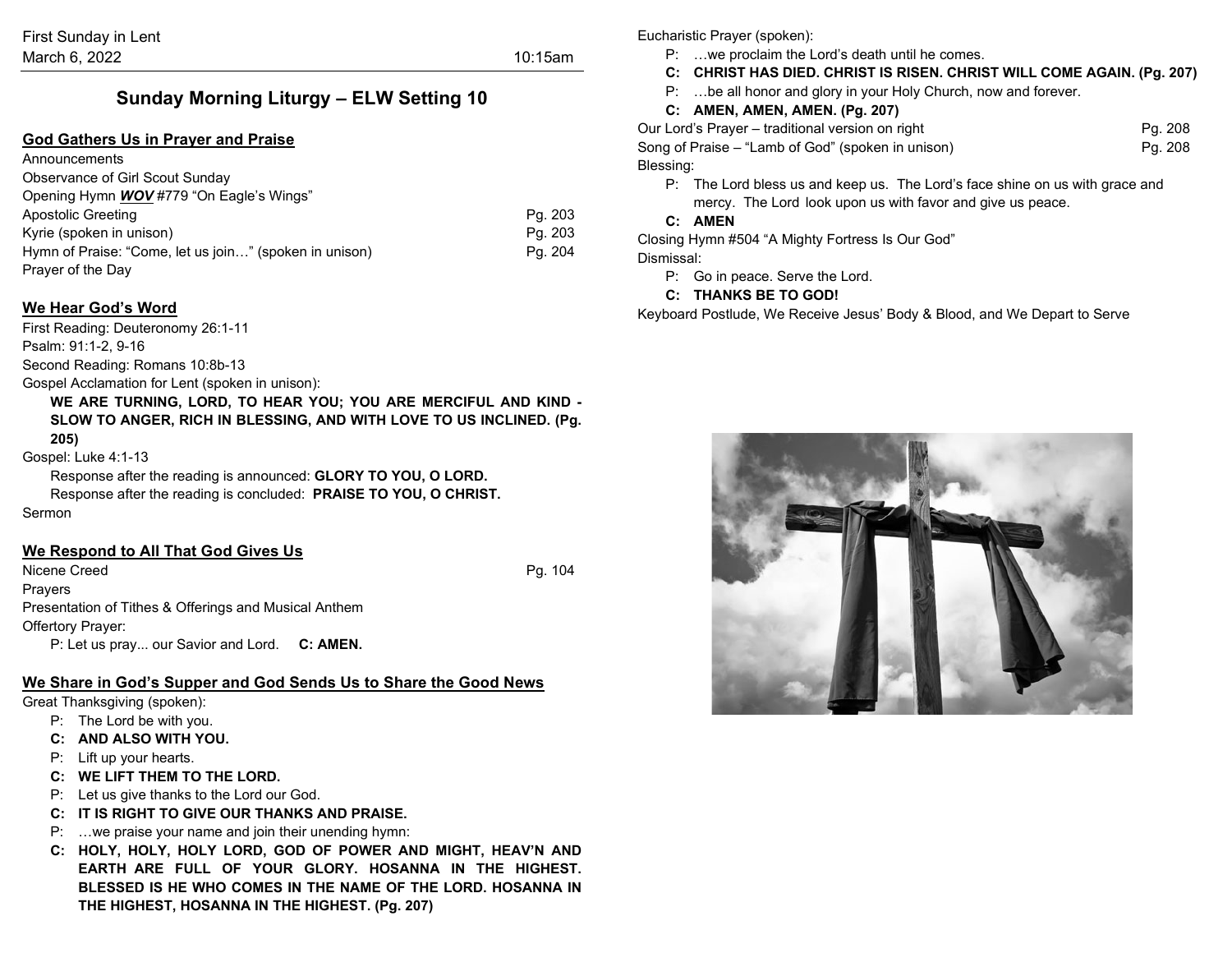First Sunday in Lent
March 6, 2022 10:15am

# Sunday Morning Liturgy – ELW Setting 10

## God Gathers Us in Prayer and Praise

Announcements
Observance of Girl Scout Sunday
Opening Hymn ***WOV*** #779 "On Eagle's Wings"
Apostolic Greeting Pg. 203
Kyrie (spoken in unison) Pg. 203
Hymn of Praise: "Come, let us join…" (spoken in unison) Pg. 204
Prayer of the Day

## We Hear God's Word

First Reading: Deuteronomy 26:1-11
Psalm: 91:1-2, 9-16
Second Reading: Romans 10:8b-13
Gospel Acclamation for Lent (spoken in unison):

**WE ARE TURNING, LORD, TO HEAR YOU; YOU ARE MERCIFUL AND KIND - SLOW TO ANGER, RICH IN BLESSING, AND WITH LOVE TO US INCLINED. (Pg. 205)**

Gospel: Luke 4:1-13

Response after the reading is announced: **GLORY TO YOU, O LORD.**
Response after the reading is concluded: **PRAISE TO YOU, O CHRIST.**

Sermon

## We Respond to All That God Gives Us

Nicene Creed Pg. 104
Prayers
Presentation of Tithes & Offerings and Musical Anthem
Offertory Prayer:

P: Let us pray... our Savior and Lord. **C: AMEN.**

## We Share in God's Supper and God Sends Us to Share the Good News

Great Thanksgiving (spoken):

P: The Lord be with you.
**C: AND ALSO WITH YOU.**
P: Lift up your hearts.
**C: WE LIFT THEM TO THE LORD.**
P: Let us give thanks to the Lord our God.
**C: IT IS RIGHT TO GIVE OUR THANKS AND PRAISE.**
P: …we praise your name and join their unending hymn:
**C: HOLY, HOLY, HOLY LORD, GOD OF POWER AND MIGHT, HEAV'N AND EARTH ARE FULL OF YOUR GLORY. HOSANNA IN THE HIGHEST. BLESSED IS HE WHO COMES IN THE NAME OF THE LORD. HOSANNA IN THE HIGHEST, HOSANNA IN THE HIGHEST. (Pg. 207)**

Eucharistic Prayer (spoken):

P: …we proclaim the Lord's death until he comes.
**C: CHRIST HAS DIED. CHRIST IS RISEN. CHRIST WILL COME AGAIN. (Pg. 207)**
P: …be all honor and glory in your Holy Church, now and forever.
**C: AMEN, AMEN, AMEN. (Pg. 207)**

Our Lord's Prayer – traditional version on right Pg. 208
Song of Praise – "Lamb of God" (spoken in unison) Pg. 208
Blessing:

P: The Lord bless us and keep us. The Lord's face shine on us with grace and mercy. The Lord look upon us with favor and give us peace.
**C: AMEN**

Closing Hymn #504 "A Mighty Fortress Is Our God"
Dismissal:

P: Go in peace. Serve the Lord.
**C: THANKS BE TO GOD!**

Keyboard Postlude, We Receive Jesus' Body & Blood, and We Depart to Serve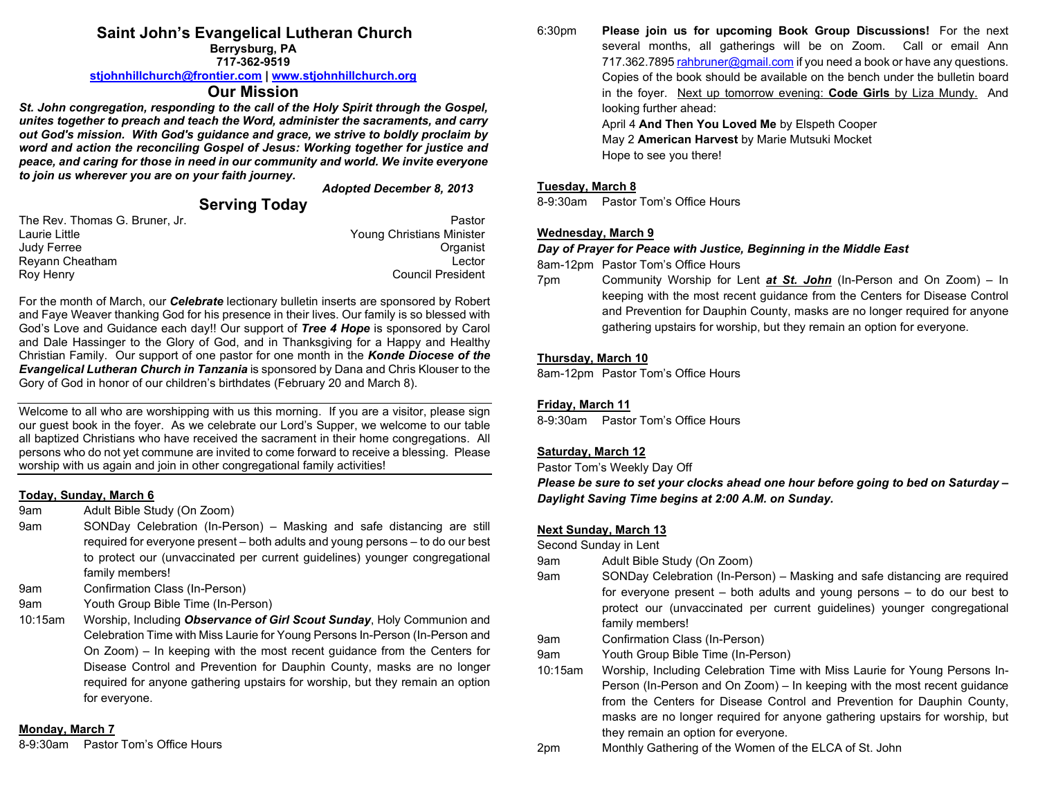# Saint John's Evangelical Lutheran Church

**Berrysburg, PA**
**717-362-9519**
**stjohnhillchurch@frontier.com | www.stjohnhillchurch.org**

## Our Mission

***St. John congregation, responding to the call of the Holy Spirit through the Gospel, unites together to preach and teach the Word, administer the sacraments, and carry out God's mission. With God's guidance and grace, we strive to boldly proclaim by word and action the reconciling Gospel of Jesus: Working together for justice and peace, and caring for those in need in our community and world. We invite everyone to join us wherever you are on your faith journey.***

***Adopted December 8, 2013***

## Serving Today

| | |
|---|---|
| The Rev. Thomas G. Bruner, Jr. | Pastor |
| Laurie Little | Young Christians Minister |
| Judy Ferree | Organist |
| Reyann Cheatham | Lector |
| Roy Henry | Council President |

For the month of March, our ***Celebrate*** lectionary bulletin inserts are sponsored by Robert and Faye Weaver thanking God for his presence in their lives. Our family is so blessed with God's Love and Guidance each day!! Our support of ***Tree 4 Hope*** is sponsored by Carol and Dale Hassinger to the Glory of God, and in Thanksgiving for a Happy and Healthy Christian Family. Our support of one pastor for one month in the ***Konde Diocese of the Evangelical Lutheran Church in Tanzania*** is sponsored by Dana and Chris Klouser to the Gory of God in honor of our children's birthdates (February 20 and March 8).

---

Welcome to all who are worshipping with us this morning. If you are a visitor, please sign our guest book in the foyer. As we celebrate our Lord's Supper, we welcome to our table all baptized Christians who have received the sacrament in their home congregations. All persons who do not yet commune are invited to come forward to receive a blessing. Please worship with us again and join in other congregational family activities!

---

**Today, Sunday, March 6**

9am Adult Bible Study (On Zoom)

9am SONDay Celebration (In-Person) – Masking and safe distancing are still required for everyone present – both adults and young persons – to do our best to protect our (unvaccinated per current guidelines) younger congregational family members!

9am Confirmation Class (In-Person)

9am Youth Group Bible Time (In-Person)

10:15am Worship, Including ***Observance of Girl Scout Sunday***, Holy Communion and Celebration Time with Miss Laurie for Young Persons In-Person (In-Person and On Zoom) – In keeping with the most recent guidance from the Centers for Disease Control and Prevention for Dauphin County, masks are no longer required for anyone gathering upstairs for worship, but they remain an option for everyone.

**Monday, March 7**

8-9:30am Pastor Tom's Office Hours

6:30pm **Please join us for upcoming Book Group Discussions!** For the next several months, all gatherings will be on Zoom. Call or email Ann 717.362.7895 rahbruner@gmail.com if you need a book or have any questions. Copies of the book should be available on the bench under the bulletin board in the foyer. Next up tomorrow evening: **Code Girls** by Liza Mundy. And looking further ahead:
April 4 **And Then You Loved Me** by Elspeth Cooper
May 2 **American Harvest** by Marie Mutsuki Mocket
Hope to see you there!

**Tuesday, March 8**

8-9:30am Pastor Tom's Office Hours

**Wednesday, March 9**

***Day of Prayer for Peace with Justice, Beginning in the Middle East***

8am-12pm Pastor Tom's Office Hours

7pm Community Worship for Lent ***at St. John*** (In-Person and On Zoom) – In keeping with the most recent guidance from the Centers for Disease Control and Prevention for Dauphin County, masks are no longer required for anyone gathering upstairs for worship, but they remain an option for everyone.

**Thursday, March 10**

8am-12pm Pastor Tom's Office Hours

**Friday, March 11**

8-9:30am Pastor Tom's Office Hours

**Saturday, March 12**

Pastor Tom's Weekly Day Off

***Please be sure to set your clocks ahead one hour before going to bed on Saturday – Daylight Saving Time begins at 2:00 A.M. on Sunday.***

**Next Sunday, March 13**

Second Sunday in Lent

9am Adult Bible Study (On Zoom)

9am SONDay Celebration (In-Person) – Masking and safe distancing are required for everyone present – both adults and young persons – to do our best to protect our (unvaccinated per current guidelines) younger congregational family members!

9am Confirmation Class (In-Person)

9am Youth Group Bible Time (In-Person)

10:15am Worship, Including Celebration Time with Miss Laurie for Young Persons In-Person (In-Person and On Zoom) – In keeping with the most recent guidance from the Centers for Disease Control and Prevention for Dauphin County, masks are no longer required for anyone gathering upstairs for worship, but they remain an option for everyone.

2pm Monthly Gathering of the Women of the ELCA of St. John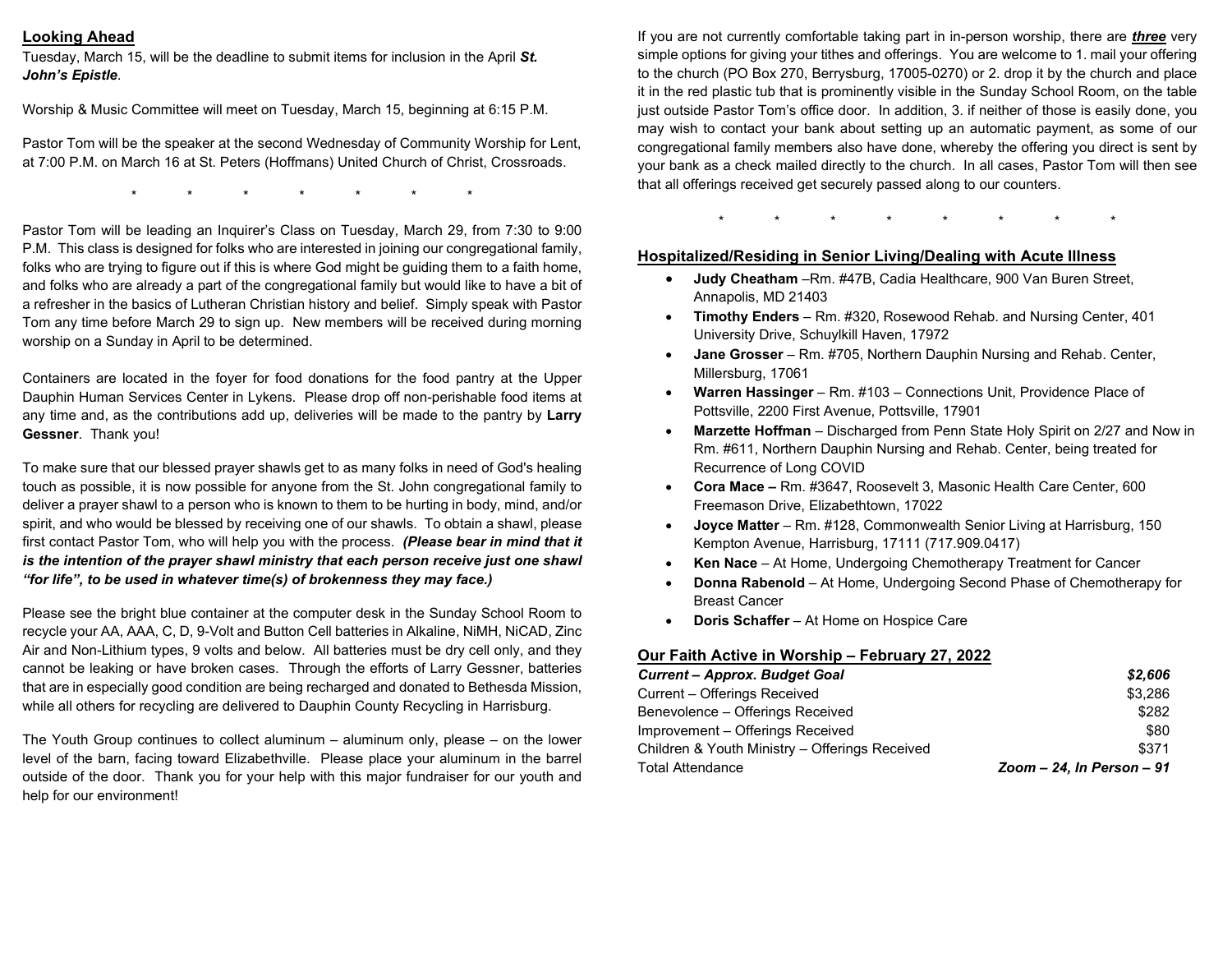## Looking Ahead

Tuesday, March 15, will be the deadline to submit items for inclusion in the April ***St. John's Epistle***.

Worship & Music Committee will meet on Tuesday, March 15, beginning at 6:15 P.M.

Pastor Tom will be the speaker at the second Wednesday of Community Worship for Lent, at 7:00 P.M. on March 16 at St. Peters (Hoffmans) United Church of Christ, Crossroads.

\* \* \* \* \* \* \*

Pastor Tom will be leading an Inquirer's Class on Tuesday, March 29, from 7:30 to 9:00 P.M. This class is designed for folks who are interested in joining our congregational family, folks who are trying to figure out if this is where God might be guiding them to a faith home, and folks who are already a part of the congregational family but would like to have a bit of a refresher in the basics of Lutheran Christian history and belief. Simply speak with Pastor Tom any time before March 29 to sign up. New members will be received during morning worship on a Sunday in April to be determined.

Containers are located in the foyer for food donations for the food pantry at the Upper Dauphin Human Services Center in Lykens. Please drop off non-perishable food items at any time and, as the contributions add up, deliveries will be made to the pantry by **Larry Gessner**. Thank you!

To make sure that our blessed prayer shawls get to as many folks in need of God's healing touch as possible, it is now possible for anyone from the St. John congregational family to deliver a prayer shawl to a person who is known to them to be hurting in body, mind, and/or spirit, and who would be blessed by receiving one of our shawls. To obtain a shawl, please first contact Pastor Tom, who will help you with the process. ***(Please bear in mind that it is the intention of the prayer shawl ministry that each person receive just one shawl "for life", to be used in whatever time(s) of brokenness they may face.)***

Please see the bright blue container at the computer desk in the Sunday School Room to recycle your AA, AAA, C, D, 9-Volt and Button Cell batteries in Alkaline, NiMH, NiCAD, Zinc Air and Non-Lithium types, 9 volts and below. All batteries must be dry cell only, and they cannot be leaking or have broken cases. Through the efforts of Larry Gessner, batteries that are in especially good condition are being recharged and donated to Bethesda Mission, while all others for recycling are delivered to Dauphin County Recycling in Harrisburg.

The Youth Group continues to collect aluminum – aluminum only, please – on the lower level of the barn, facing toward Elizabethville. Please place your aluminum in the barrel outside of the door. Thank you for your help with this major fundraiser for our youth and help for our environment!

If you are not currently comfortable taking part in in-person worship, there are ***three*** very simple options for giving your tithes and offerings. You are welcome to 1. mail your offering to the church (PO Box 270, Berrysburg, 17005-0270) or 2. drop it by the church and place it in the red plastic tub that is prominently visible in the Sunday School Room, on the table just outside Pastor Tom's office door. In addition, 3. if neither of those is easily done, you may wish to contact your bank about setting up an automatic payment, as some of our congregational family members also have done, whereby the offering you direct is sent by your bank as a check mailed directly to the church. In all cases, Pastor Tom will then see that all offerings received get securely passed along to our counters.

\* \* \* \* \* \* \* \*

## Hospitalized/Residing in Senior Living/Dealing with Acute Illness

- **Judy Cheatham** –Rm. #47B, Cadia Healthcare, 900 Van Buren Street, Annapolis, MD 21403
- **Timothy Enders** – Rm. #320, Rosewood Rehab. and Nursing Center, 401 University Drive, Schuylkill Haven, 17972
- **Jane Grosser** – Rm. #705, Northern Dauphin Nursing and Rehab. Center, Millersburg, 17061
- **Warren Hassinger** – Rm. #103 – Connections Unit, Providence Place of Pottsville, 2200 First Avenue, Pottsville, 17901
- **Marzette Hoffman** – Discharged from Penn State Holy Spirit on 2/27 and Now in Rm. #611, Northern Dauphin Nursing and Rehab. Center, being treated for Recurrence of Long COVID
- **Cora Mace –** Rm. #3647, Roosevelt 3, Masonic Health Care Center, 600 Freemason Drive, Elizabethtown, 17022
- **Joyce Matter** – Rm. #128, Commonwealth Senior Living at Harrisburg, 150 Kempton Avenue, Harrisburg, 17111 (717.909.0417)
- **Ken Nace** – At Home, Undergoing Chemotherapy Treatment for Cancer
- **Donna Rabenold** – At Home, Undergoing Second Phase of Chemotherapy for Breast Cancer
- **Doris Schaffer** – At Home on Hospice Care

## Our Faith Active in Worship – February 27, 2022

| | |
|---|---|
| ***Current – Approx. Budget Goal*** | ***$2,606*** |
| Current – Offerings Received | $3,286 |
| Benevolence – Offerings Received | $282 |
| Improvement – Offerings Received | $80 |
| Children & Youth Ministry – Offerings Received | $371 |
| Total Attendance | *Zoom – 24, In Person – 91* |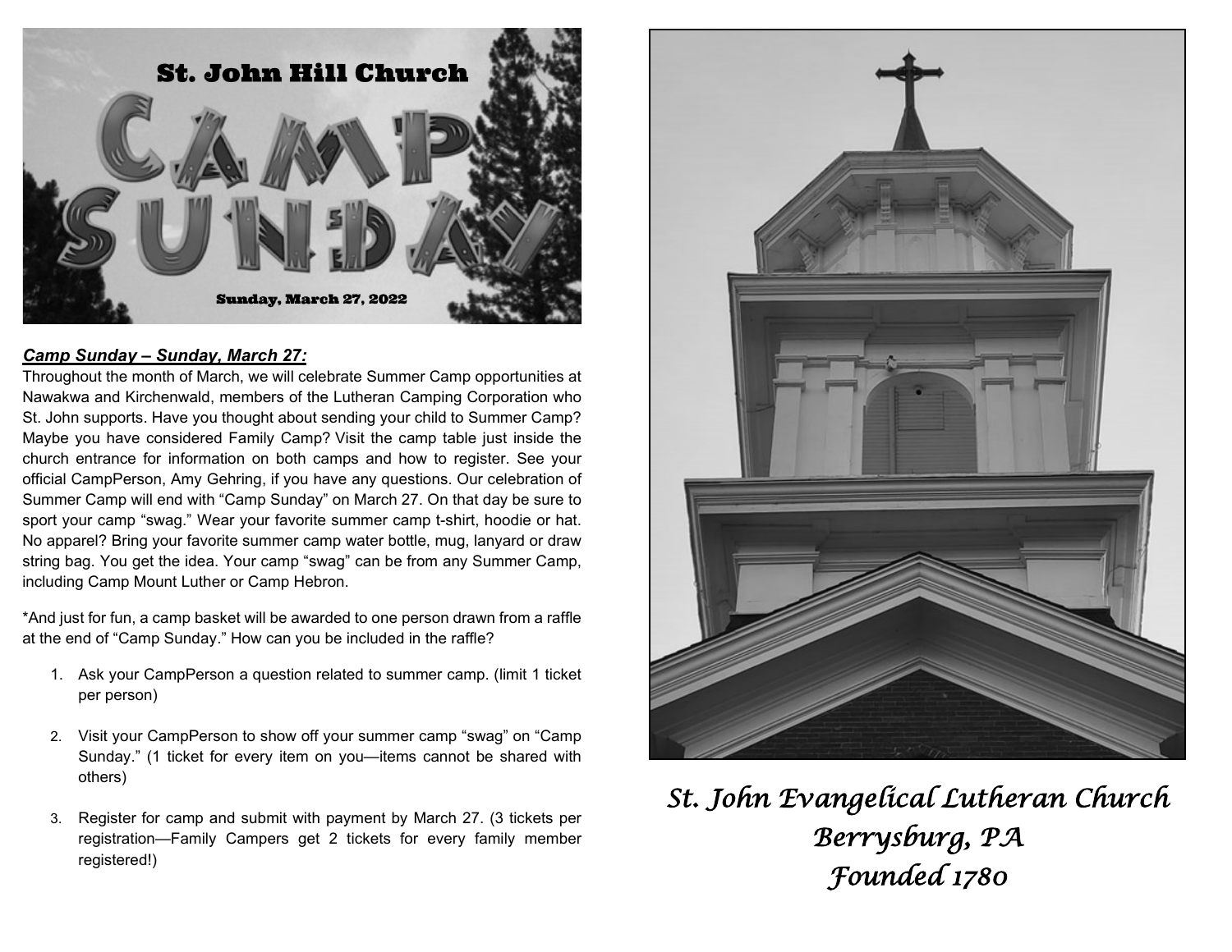St. John Hill Church

CAMP SUNDAY

Sunday, March 27, 2022

***Camp Sunday – Sunday, March 27:***

Throughout the month of March, we will celebrate Summer Camp opportunities at Nawakwa and Kirchenwald, members of the Lutheran Camping Corporation who St. John supports. Have you thought about sending your child to Summer Camp? Maybe you have considered Family Camp? Visit the camp table just inside the church entrance for information on both camps and how to register. See your official CampPerson, Amy Gehring, if you have any questions. Our celebration of Summer Camp will end with "Camp Sunday" on March 27. On that day be sure to sport your camp "swag." Wear your favorite summer camp t-shirt, hoodie or hat. No apparel? Bring your favorite summer camp water bottle, mug, lanyard or draw string bag. You get the idea. Your camp "swag" can be from any Summer Camp, including Camp Mount Luther or Camp Hebron.

*And just for fun, a camp basket will be awarded to one person drawn from a raffle at the end of "Camp Sunday." How can you be included in the raffle?

1. Ask your CampPerson a question related to summer camp. (limit 1 ticket per person)
2. Visit your CampPerson to show off your summer camp "swag" on "Camp Sunday." (1 ticket for every item on you—items cannot be shared with others)
3. Register for camp and submit with payment by March 27. (3 tickets per registration—Family Campers get 2 tickets for every family member registered!)

*St. John Evangelical Lutheran Church*
*Berrysburg, PA*
*Founded 1780*